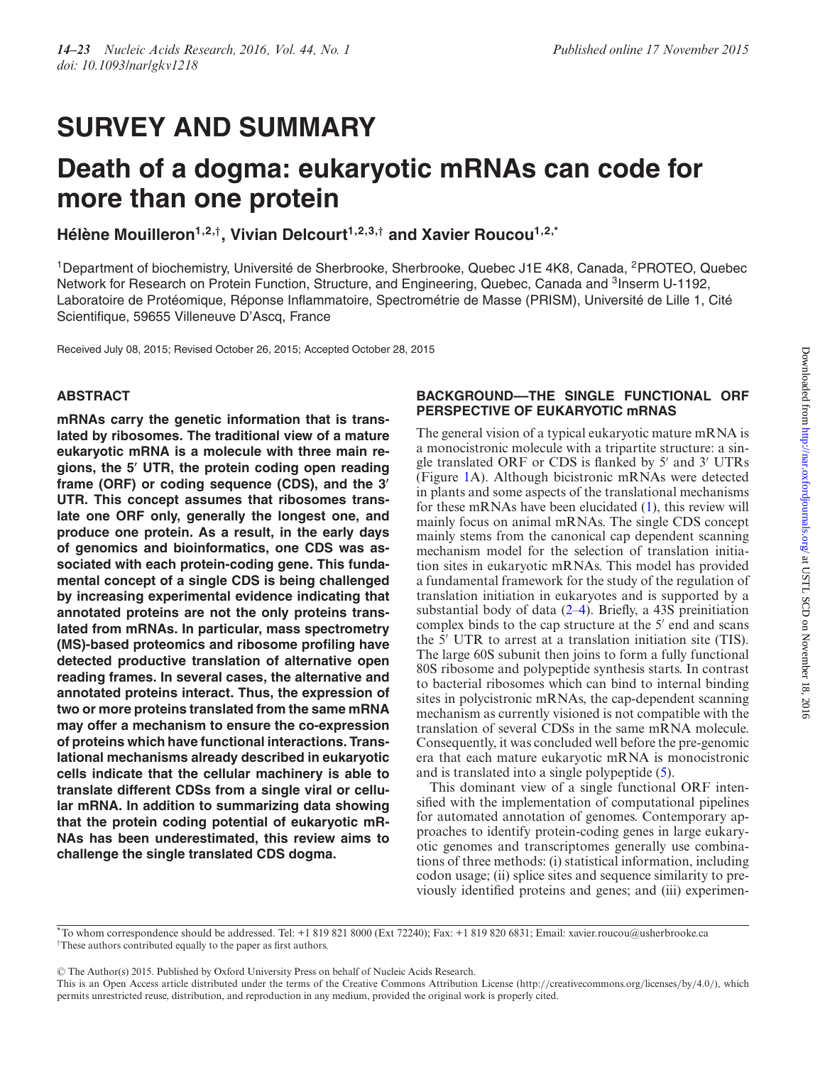# SURVEY AND SUMMARY

# Death of a dogma: eukaryotic mRNAs can code for more than one protein

**Hélène Mouilleron[1,2,†], Vivian Delcourt[1,2,3,†] and Xavier Roucou[1,2,*]**

[1]Department of biochemistry, Université de Sherbrooke, Sherbrooke, Quebec J1E 4K8, Canada, [2]PROTEO, Quebec Network for Research on Protein Function, Structure, and Engineering, Quebec, Canada and [3]Inserm U-1192, Laboratoire de Protéomique, Réponse Inflammatoire, Spectrométrie de Masse (PRISM), Université de Lille 1, Cité Scientifique, 59655 Villeneuve D'Ascq, France

Received July 08, 2015; Revised October 26, 2015; Accepted October 28, 2015

## ABSTRACT

**mRNAs carry the genetic information that is translated by ribosomes. The traditional view of a mature eukaryotic mRNA is a molecule with three main regions, the 5′ UTR, the protein coding open reading frame (ORF) or coding sequence (CDS), and the 3′ UTR. This concept assumes that ribosomes translate one ORF only, generally the longest one, and produce one protein. As a result, in the early days of genomics and bioinformatics, one CDS was associated with each protein-coding gene. This fundamental concept of a single CDS is being challenged by increasing experimental evidence indicating that annotated proteins are not the only proteins translated from mRNAs. In particular, mass spectrometry (MS)-based proteomics and ribosome profiling have detected productive translation of alternative open reading frames. In several cases, the alternative and annotated proteins interact. Thus, the expression of two or more proteins translated from the same mRNA may offer a mechanism to ensure the co-expression of proteins which have functional interactions. Translational mechanisms already described in eukaryotic cells indicate that the cellular machinery is able to translate different CDSs from a single viral or cellular mRNA. In addition to summarizing data showing that the protein coding potential of eukaryotic mRNAs has been underestimated, this review aims to challenge the single translated CDS dogma.**

## BACKGROUND—THE SINGLE FUNCTIONAL ORF PERSPECTIVE OF EUKARYOTIC mRNAS

The general vision of a typical eukaryotic mature mRNA is a monocistronic molecule with a tripartite structure: a single translated ORF or CDS is flanked by 5′ and 3′ UTRs (Figure 1A). Although bicistronic mRNAs were detected in plants and some aspects of the translational mechanisms for these mRNAs have been elucidated (1), this review will mainly focus on animal mRNAs. The single CDS concept mainly stems from the canonical cap dependent scanning mechanism model for the selection of translation initiation sites in eukaryotic mRNAs. This model has provided a fundamental framework for the study of the regulation of translation initiation in eukaryotes and is supported by a substantial body of data (2–4). Briefly, a 43S preinitiation complex binds to the cap structure at the 5′ end and scans the 5′ UTR to arrest at a translation initiation site (TIS). The large 60S subunit then joins to form a fully functional 80S ribosome and polypeptide synthesis starts. In contrast to bacterial ribosomes which can bind to internal binding sites in polycistronic mRNAs, the cap-dependent scanning mechanism as currently visioned is not compatible with the translation of several CDSs in the same mRNA molecule. Consequently, it was concluded well before the pre-genomic era that each mature eukaryotic mRNA is monocistronic and is translated into a single polypeptide (5).

This dominant view of a single functional ORF intensified with the implementation of computational pipelines for automated annotation of genomes. Contemporary approaches to identify protein-coding genes in large eukaryotic genomes and transcriptomes generally use combinations of three methods: (i) statistical information, including codon usage; (ii) splice sites and sequence similarity to previously identified proteins and genes; and (iii) experimen-

*To whom correspondence should be addressed. Tel: +1 819 821 8000 (Ext 72240); Fax: +1 819 820 6831; Email: xavier.roucou@usherbrooke.ca
†These authors contributed equally to the paper as first authors.

© The Author(s) 2015. Published by Oxford University Press on behalf of Nucleic Acids Research.
This is an Open Access article distributed under the terms of the Creative Commons Attribution License (http://creativecommons.org/licenses/by/4.0/), which permits unrestricted reuse, distribution, and reproduction in any medium, provided the original work is properly cited.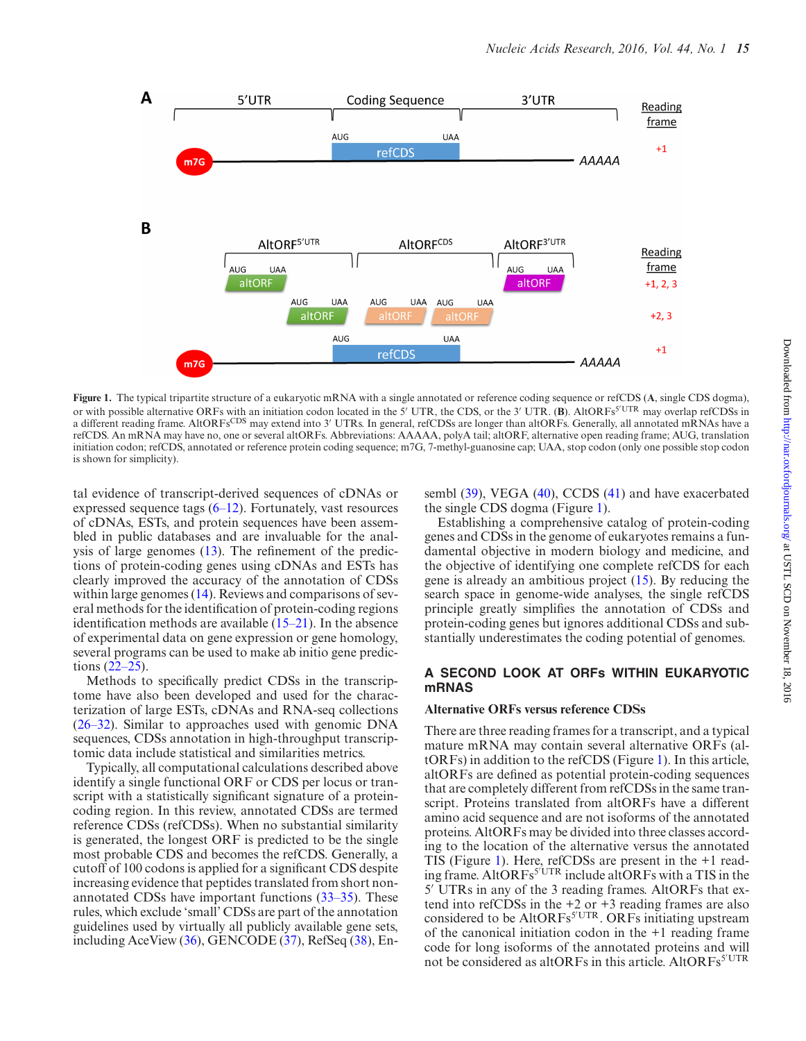Figure 1. The typical tripartite structure of a eukaryotic mRNA with a single annotated or reference coding sequence or refCDS (A, single CDS dogma), or with possible alternative ORFs with an initiation codon located in the 5′ UTR, the CDS, or the 3′ UTR. (B). AltORFs$^{5'UTR}$ may overlap refCDSs in a different reading frame. AltORFs$^{CDS}$ may extend into 3′ UTRs. In general, refCDSs are longer than altORFs. Generally, all annotated mRNAs have a refCDS. An mRNA may have no, one or several altORFs. Abbreviations: AAAAA, polyA tail; altORF, alternative open reading frame; AUG, translation initiation codon; refCDS, annotated or reference protein coding sequence; m7G, 7-methyl-guanosine cap; UAA, stop codon (only one possible stop codon is shown for simplicity).

tal evidence of transcript-derived sequences of cDNAs or expressed sequence tags (6–12). Fortunately, vast resources of cDNAs, ESTs, and protein sequences have been assembled in public databases and are invaluable for the analysis of large genomes (13). The refinement of the predictions of protein-coding genes using cDNAs and ESTs has clearly improved the accuracy of the annotation of CDSs within large genomes (14). Reviews and comparisons of several methods for the identification of protein-coding regions identification methods are available (15–21). In the absence of experimental data on gene expression or gene homology, several programs can be used to make ab initio gene predictions (22–25).

Methods to specifically predict CDSs in the transcriptome have also been developed and used for the characterization of large ESTs, cDNAs and RNA-seq collections (26–32). Similar to approaches used with genomic DNA sequences, CDSs annotation in high-throughput transcriptomic data include statistical and similarities metrics.

Typically, all computational calculations described above identify a single functional ORF or CDS per locus or transcript with a statistically significant signature of a protein-coding region. In this review, annotated CDSs are termed reference CDSs (refCDSs). When no substantial similarity is generated, the longest ORF is predicted to be the single most probable CDS and becomes the refCDS. Generally, a cutoff of 100 codons is applied for a significant CDS despite increasing evidence that peptides translated from short non-annotated CDSs have important functions (33–35). These rules, which exclude 'small' CDSs are part of the annotation guidelines used by virtually all publicly available gene sets, including AceView (36), GENCODE (37), RefSeq (38), Ensembl (39), VEGA (40), CCDS (41) and have exacerbated the single CDS dogma (Figure 1).

Establishing a comprehensive catalog of protein-coding genes and CDSs in the genome of eukaryotes remains a fundamental objective in modern biology and medicine, and the objective of identifying one complete refCDS for each gene is already an ambitious project (15). By reducing the search space in genome-wide analyses, the single refCDS principle greatly simplifies the annotation of CDSs and protein-coding genes but ignores additional CDSs and substantially underestimates the coding potential of genomes.

## A SECOND LOOK AT ORFs WITHIN EUKARYOTIC mRNAS

### Alternative ORFs versus reference CDSs

There are three reading frames for a transcript, and a typical mature mRNA may contain several alternative ORFs (altORFs) in addition to the refCDS (Figure 1). In this article, altORFs are defined as potential protein-coding sequences that are completely different from refCDSs in the same transcript. Proteins translated from altORFs have a different amino acid sequence and are not isoforms of the annotated proteins. AltORFs may be divided into three classes according to the location of the alternative versus the annotated TIS (Figure 1). Here, refCDSs are present in the +1 reading frame. AltORFs$^{5'UTR}$ include altORFs with a TIS in the 5′ UTRs in any of the 3 reading frames. AltORFs that extend into refCDSs in the +2 or +3 reading frames are also considered to be AltORFs$^{5'UTR}$. ORFs initiating upstream of the canonical initiation codon in the +1 reading frame code for long isoforms of the annotated proteins and will not be considered as altORFs in this article. AltORFs$^{5'UTR}$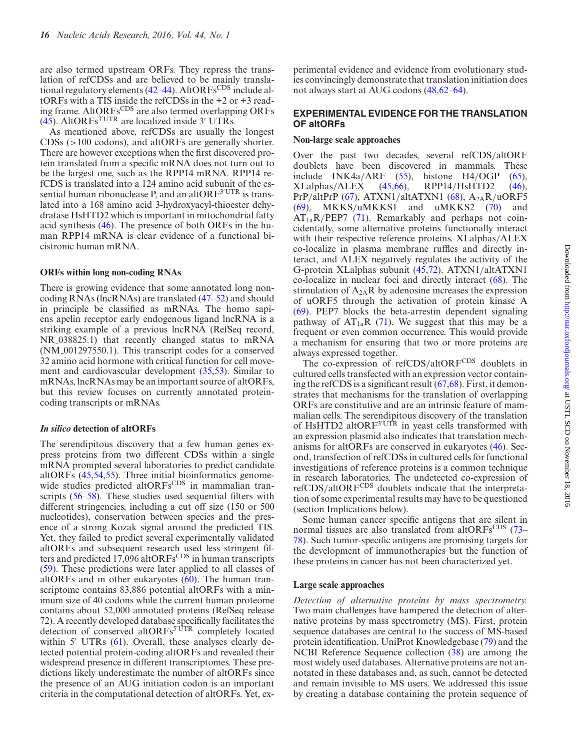are also termed upstream ORFs. They repress the translation of refCDSs and are believed to be mainly translational regulatory elements (42–44). AltORFs$^{CDS}$ include altORFs with a TIS inside the refCDSs in the +2 or +3 reading frame. AltORFs$^{CDS}$ are also termed overlapping ORFs (45). AltORFs$^{3'UTR}$ are localized inside 3′ UTRs.

As mentioned above, refCDSs are usually the longest CDSs (>100 codons), and altORFs are generally shorter. There are however exceptions when the first discovered protein translated from a specific mRNA does not turn out to be the largest one, such as the RPP14 mRNA. RPP14 refCDS is translated into a 124 amino acid subunit of the essential human ribonuclease P, and an altORF$^{3'UTR}$ is translated into a 168 amino acid 3-hydroxyacyl-thioester dehydratase HsHTD2 which is important in mitochondrial fatty acid synthesis (46). The presence of both ORFs in the human RPP14 mRNA is clear evidence of a functional bicistronic human mRNA.

### ORFs within long non-coding RNAs

There is growing evidence that some annotated long non-coding RNAs (lncRNAs) are translated (47–52) and should in principle be classified as mRNAs. The homo sapiens apelin receptor early endogenous ligand lncRNA is a striking example of a previous lncRNA (RefSeq record, NR_038825.1) that recently changed status to mRNA (NM_001297550.1). This transcript codes for a conserved 32 amino acid hormone with critical function for cell movement and cardiovascular development (35,53). Similar to mRNAs, lncRNAs may be an important source of altORFs, but this review focuses on currently annotated protein-coding transcripts or mRNAs.

### *In silico* detection of altORFs

The serendipitous discovery that a few human genes express proteins from two different CDSs within a single mRNA prompted several laboratories to predict candidate altORFs (45,54,55). Three initial bioinformatics genome-wide studies predicted altORFs$^{CDS}$ in mammalian transcripts (56–58). These studies used sequential filters with different stringencies, including a cut off size (150 or 500 nucleotides), conservation between species and the presence of a strong Kozak signal around the predicted TIS. Yet, they failed to predict several experimentally validated altORFs and subsequent research used less stringent filters and predicted 17,096 altORFs$^{CDS}$ in human transcripts (59). These predictions were later applied to all classes of altORFs and in other eukaryotes (60). The human transcriptome contains 83,886 potential altORFs with a minimum size of 40 codons while the current human proteome contains about 52,000 annotated proteins (RefSeq release 72). A recently developed database specifically facilitates the detection of conserved altORFs$^{5'UTR}$ completely located within 5′ UTRs (61). Overall, these analyses clearly detected potential protein-coding altORFs and revealed their widespread presence in different transcriptomes. These predictions likely underestimate the number of altORFs since the presence of an AUG initiation codon is an important criteria in the computational detection of altORFs. Yet, experimental evidence and evidence from evolutionary studies convincingly demonstrate that translation initiation does not always start at AUG codons (48,62–64).

## EXPERIMENTAL EVIDENCE FOR THE TRANSLATION OF altORFs

### Non-large scale approaches

Over the past two decades, several refCDS/altORF doublets have been discovered in mammals. These include INK4a/ARF (55), histone H4/OGP (65), XLalphas/ALEX (45,66), RPP14/HsHTD2 (46), PrP/altPrP (67), ATXN1/altATXN1 (68), $A_{2A}R$/uORF5 (69), MKKS/uMKKS1 and uMKKS2 (70) and $AT_{1a}R$/PEP7 (71). Remarkably and perhaps not coincidentally, some alternative proteins functionally interact with their respective reference proteins. XLalphas/ALEX co-localize in plasma membrane ruffles and directly interact, and ALEX negatively regulates the activity of the G-protein XLalphas subunit (45,72). ATXN1/altATXN1 co-localize in nuclear foci and directly interact (68). The stimulation of $A_{2A}R$ by adenosine increases the expression of uORF5 through the activation of protein kinase A (69). PEP7 blocks the beta-arrestin dependent signaling pathway of $AT_{1a}R$ (71). We suggest that this may be a frequent or even common occurrence. This would provide a mechanism for ensuring that two or more proteins are always expressed together.

The co-expression of refCDS/altORF$^{CDS}$ doublets in cultured cells transfected with an expression vector containing the refCDS is a significant result (67,68). First, it demonstrates that mechanisms for the translation of overlapping ORFs are constitutive and are an intrinsic feature of mammalian cells. The serendipitous discovery of the translation of HsHTD2 altORF$^{3'UTR}$ in yeast cells transformed with an expression plasmid also indicates that translation mechanisms for altORFs are conserved in eukaryotes (46). Second, transfection of refCDSs in cultured cells for functional investigations of reference proteins is a common technique in research laboratories. The undetected co-expression of refCDS/altORF$^{CDS}$ doublets indicate that the interpretation of some experimental results may have to be questioned (section Implications below).

Some human cancer specific antigens that are silent in normal tissues are also translated from altORFs$^{CDS}$ (73–78). Such tumor-specific antigens are promising targets for the development of immunotherapies but the function of these proteins in cancer has not been characterized yet.

### Large scale approaches

*Detection of alternative proteins by mass spectrometry.* Two main challenges have hampered the detection of alternative proteins by mass spectrometry (MS). First, protein sequence databases are central to the success of MS-based protein identification. UniProt Knowledgebase (79) and the NCBI Reference Sequence collection (38) are among the most widely used databases. Alternative proteins are not annotated in these databases and, as such, cannot be detected and remain invisible to MS users. We addressed this issue by creating a database containing the protein sequence of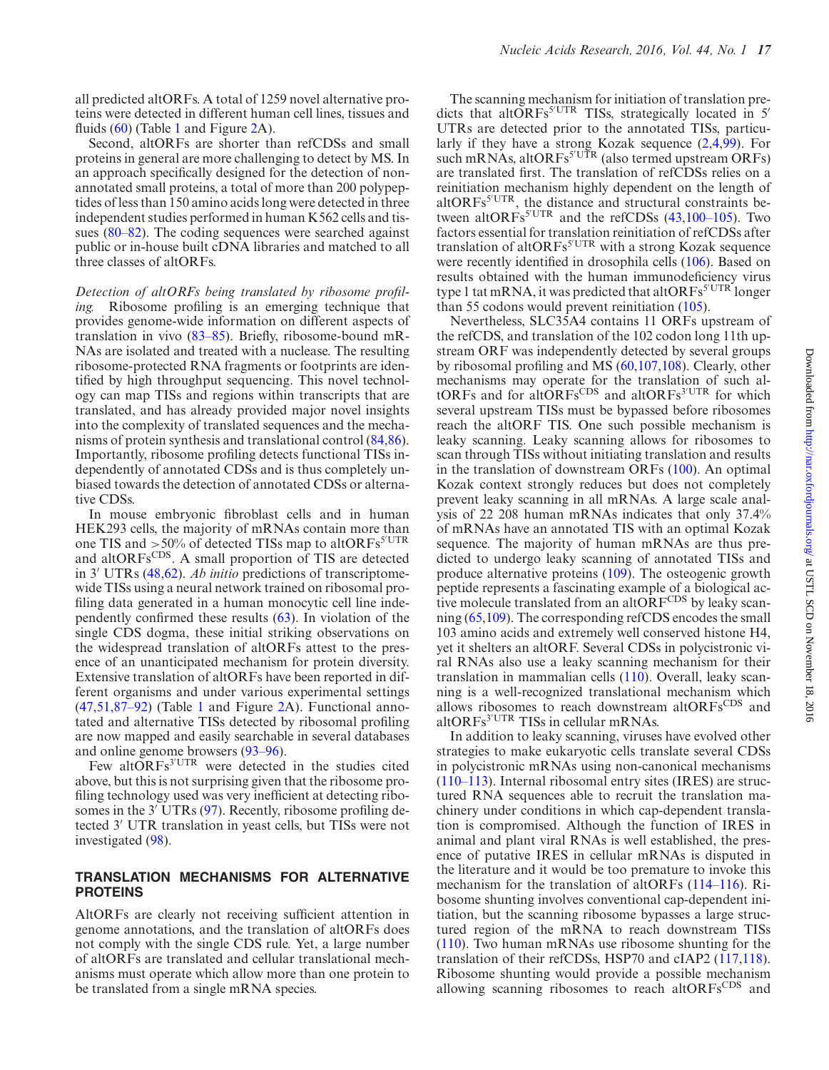all predicted altORFs. A total of 1259 novel alternative proteins were detected in different human cell lines, tissues and fluids (60) (Table 1 and Figure 2A).

Second, altORFs are shorter than refCDSs and small proteins in general are more challenging to detect by MS. In an approach specifically designed for the detection of non-annotated small proteins, a total of more than 200 polypeptides of less than 150 amino acids long were detected in three independent studies performed in human K562 cells and tissues (80–82). The coding sequences were searched against public or in-house built cDNA libraries and matched to all three classes of altORFs.

*Detection of altORFs being translated by ribosome profiling.* Ribosome profiling is an emerging technique that provides genome-wide information on different aspects of translation in vivo (83–85). Briefly, ribosome-bound mRNAs are isolated and treated with a nuclease. The resulting ribosome-protected RNA fragments or footprints are identified by high throughput sequencing. This novel technology can map TISs and regions within transcripts that are translated, and has already provided major novel insights into the complexity of translated sequences and the mechanisms of protein synthesis and translational control (84,86). Importantly, ribosome profiling detects functional TISs independently of annotated CDSs and is thus completely unbiased towards the detection of annotated CDSs or alternative CDSs.

In mouse embryonic fibroblast cells and in human HEK293 cells, the majority of mRNAs contain more than one TIS and >50% of detected TISs map to altORFs$^{5'UTR}$ and altORFs$^{CDS}$. A small proportion of TIS are detected in 3′ UTRs (48,62). *Ab initio* predictions of transcriptome-wide TISs using a neural network trained on ribosomal profiling data generated in a human monocytic cell line independently confirmed these results (63). In violation of the single CDS dogma, these initial striking observations on the widespread translation of altORFs attest to the presence of an unanticipated mechanism for protein diversity. Extensive translation of altORFs have been reported in different organisms and under various experimental settings (47,51,87–92) (Table 1 and Figure 2A). Functional annotated and alternative TISs detected by ribosomal profiling are now mapped and easily searchable in several databases and online genome browsers (93–96).

Few altORFs$^{3'UTR}$ were detected in the studies cited above, but this is not surprising given that the ribosome profiling technology used was very inefficient at detecting ribosomes in the 3′ UTRs (97). Recently, ribosome profiling detected 3′ UTR translation in yeast cells, but TISs were not investigated (98).

## TRANSLATION MECHANISMS FOR ALTERNATIVE PROTEINS

AltORFs are clearly not receiving sufficient attention in genome annotations, and the translation of altORFs does not comply with the single CDS rule. Yet, a large number of altORFs are translated and cellular translational mechanisms must operate which allow more than one protein to be translated from a single mRNA species.

The scanning mechanism for initiation of translation predicts that altORFs$^{5'UTR}$ TISs, strategically located in 5′ UTRs are detected prior to the annotated TISs, particularly if they have a strong Kozak sequence (2,4,99). For such mRNAs, altORFs$^{5'UTR}$ (also termed upstream ORFs) are translated first. The translation of refCDSs relies on a reinitiation mechanism highly dependent on the length of altORFs$^{5'UTR}$, the distance and structural constraints between altORFs$^{5'UTR}$ and the refCDSs (43,100–105). Two factors essential for translation reinitiation of refCDSs after translation of altORFs$^{5'UTR}$ with a strong Kozak sequence were recently identified in drosophila cells (106). Based on results obtained with the human immunodeficiency virus type 1 tat mRNA, it was predicted that altORFs$^{5'UTR}$ longer than 55 codons would prevent reinitiation (105).

Nevertheless, SLC35A4 contains 11 ORFs upstream of the refCDS, and translation of the 102 codon long 11th upstream ORF was independently detected by several groups by ribosomal profiling and MS (60,107,108). Clearly, other mechanisms may operate for the translation of such altORFs and for altORFs$^{CDS}$ and altORFs$^{3'UTR}$ for which several upstream TISs must be bypassed before ribosomes reach the altORF TIS. One such possible mechanism is leaky scanning. Leaky scanning allows for ribosomes to scan through TISs without initiating translation and results in the translation of downstream ORFs (100). An optimal Kozak context strongly reduces but does not completely prevent leaky scanning in all mRNAs. A large scale analysis of 22 208 human mRNAs indicates that only 37.4% of mRNAs have an annotated TIS with an optimal Kozak sequence. The majority of human mRNAs are thus predicted to undergo leaky scanning of annotated TISs and produce alternative proteins (109). The osteogenic growth peptide represents a fascinating example of a biological active molecule translated from an altORF$^{CDS}$ by leaky scanning (65,109). The corresponding refCDS encodes the small 103 amino acids and extremely well conserved histone H4, yet it shelters an altORF. Several CDSs in polycistronic viral RNAs also use a leaky scanning mechanism for their translation in mammalian cells (110). Overall, leaky scanning is a well-recognized translational mechanism which allows ribosomes to reach downstream altORFs$^{CDS}$ and altORFs$^{3'UTR}$ TISs in cellular mRNAs.

In addition to leaky scanning, viruses have evolved other strategies to make eukaryotic cells translate several CDSs in polycistronic mRNAs using non-canonical mechanisms (110–113). Internal ribosomal entry sites (IRES) are structured RNA sequences able to recruit the translation machinery under conditions in which cap-dependent translation is compromised. Although the function of IRES in animal and plant viral RNAs is well established, the presence of putative IRES in cellular mRNAs is disputed in the literature and it would be too premature to invoke this mechanism for the translation of altORFs (114–116). Ribosome shunting involves conventional cap-dependent initiation, but the scanning ribosome bypasses a large structured region of the mRNA to reach downstream TISs (110). Two human mRNAs use ribosome shunting for the translation of their refCDSs, HSP70 and cIAP2 (117,118). Ribosome shunting would provide a possible mechanism allowing scanning ribosomes to reach altORFs$^{CDS}$ and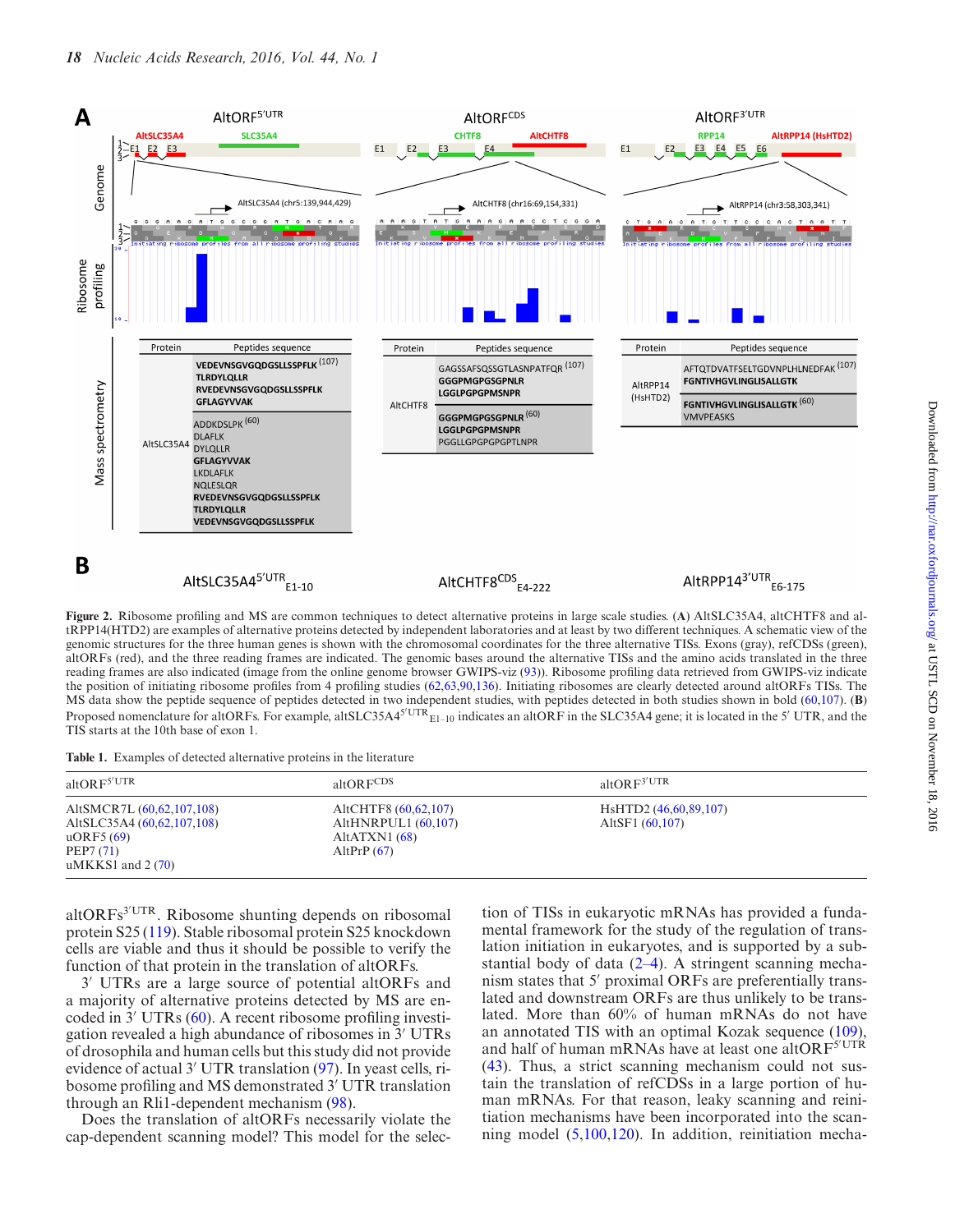**Figure 2.** Ribosome profiling and MS are common techniques to detect alternative proteins in large scale studies. (**A**) AltSLC35A4, altCHTF8 and altRPP14(HTD2) are examples of alternative proteins detected by independent laboratories and at least by two different techniques. A schematic view of the genomic structures for the three human genes is shown with the chromosomal coordinates for the three alternative TISs. Exons (gray), refCDSs (green), altORFs (red), and the three reading frames are indicated. The genomic bases around the alternative TISs and the amino acids translated in the three reading frames are also indicated (image from the online genome browser GWIPS-viz (93)). Ribosome profiling data retrieved from GWIPS-viz indicate the position of initiating ribosome profiles from 4 profiling studies (62,63,90,136). Initiating ribosomes are clearly detected around altORFs TISs. The MS data show the peptide sequence of peptides detected in two independent studies, with peptides detected in both studies shown in bold (60,107). (**B**) Proposed nomenclature for altORFs. For example, altSLC35A4$^{5'UTR}_{E1-10}$ indicates an altORF in the SLC35A4 gene; it is located in the 5′ UTR, and the TIS starts at the 10th base of exon 1.

Table 1. Examples of detected alternative proteins in the literature

| altORF$^{5'UTR}$ | altORF$^{CDS}$ | altORF$^{3'UTR}$ |
|---|---|---|
| AltSMCR7L (60,62,107,108) | AltCHTF8 (60,62,107) | HsHTD2 (46,60,89,107) |
| AltSLC35A4 (60,62,107,108) | AltHNRPUL1 (60,107) | AltSF1 (60,107) |
| uORF5 (69) | AltATXN1 (68) | |
| PEP7 (71) | AltPrP (67) | |
| uMKKS1 and 2 (70) | | |

altORFs$^{3'UTR}$. Ribosome shunting depends on ribosomal protein S25 (119). Stable ribosomal protein S25 knockdown cells are viable and thus it should be possible to verify the function of that protein in the translation of altORFs.

3′ UTRs are a large source of potential altORFs and a majority of alternative proteins detected by MS are encoded in 3′ UTRs (60). A recent ribosome profiling investigation revealed a high abundance of ribosomes in 3′ UTRs of drosophila and human cells but this study did not provide evidence of actual 3′ UTR translation (97). In yeast cells, ribosome profiling and MS demonstrated 3′ UTR translation through an Rli1-dependent mechanism (98).

Does the translation of altORFs necessarily violate the cap-dependent scanning model? This model for the selection of TISs in eukaryotic mRNAs has provided a fundamental framework for the study of the regulation of translation initiation in eukaryotes, and is supported by a substantial body of data (2–4). A stringent scanning mechanism states that 5′ proximal ORFs are preferentially translated and downstream ORFs are thus unlikely to be translated. More than 60% of human mRNAs do not have an annotated TIS with an optimal Kozak sequence (109), and half of human mRNAs have at least one altORF$^{5'UTR}$ (43). Thus, a strict scanning mechanism could not sustain the translation of refCDSs in a large portion of human mRNAs. For that reason, leaky scanning and reinitiation mechanisms have been incorporated into the scanning model (5,100,120). In addition, reinitiation mecha-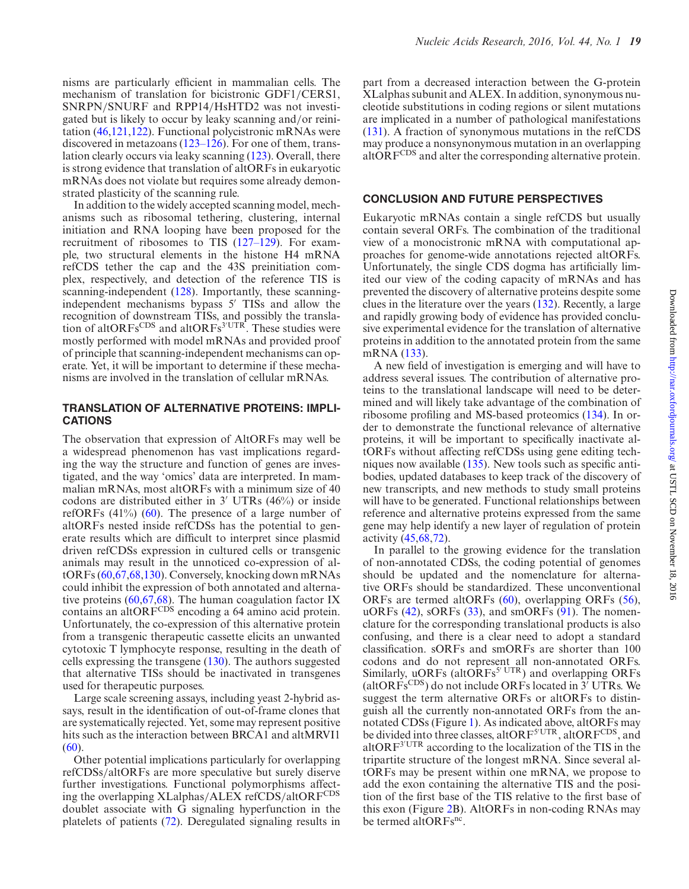nisms are particularly efficient in mammalian cells. The mechanism of translation for bicistronic GDF1/CERS1, SNRPN/SNURF and RPP14/HsHTD2 was not investigated but is likely to occur by leaky scanning and/or reinitiation (46,121,122). Functional polycistronic mRNAs were discovered in metazoans (123–126). For one of them, translation clearly occurs via leaky scanning (123). Overall, there is strong evidence that translation of altORFs in eukaryotic mRNAs does not violate but requires some already demonstrated plasticity of the scanning rule.

In addition to the widely accepted scanning model, mechanisms such as ribosomal tethering, clustering, internal initiation and RNA looping have been proposed for the recruitment of ribosomes to TIS (127–129). For example, two structural elements in the histone H4 mRNA refCDS tether the cap and the 43S preinitiation complex, respectively, and detection of the reference TIS is scanning-independent (128). Importantly, these scanning-independent mechanisms bypass 5′ TISs and allow the recognition of downstream TISs, and possibly the translation of altORFs$^{CDS}$ and altORFs$^{3'UTR}$. These studies were mostly performed with model mRNAs and provided proof of principle that scanning-independent mechanisms can operate. Yet, it will be important to determine if these mechanisms are involved in the translation of cellular mRNAs.

## TRANSLATION OF ALTERNATIVE PROTEINS: IMPLICATIONS

The observation that expression of AltORFs may well be a widespread phenomenon has vast implications regarding the way the structure and function of genes are investigated, and the way 'omics' data are interpreted. In mammalian mRNAs, most altORFs with a minimum size of 40 codons are distributed either in 3′ UTRs (46%) or inside refORFs (41%) (60). The presence of a large number of altORFs nested inside refCDSs has the potential to generate results which are difficult to interpret since plasmid driven refCDSs expression in cultured cells or transgenic animals may result in the unnoticed co-expression of altORFs (60,67,68,130). Conversely, knocking down mRNAs could inhibit the expression of both annotated and alternative proteins (60,67,68). The human coagulation factor IX contains an altORF$^{CDS}$ encoding a 64 amino acid protein. Unfortunately, the co-expression of this alternative protein from a transgenic therapeutic cassette elicits an unwanted cytotoxic T lymphocyte response, resulting in the death of cells expressing the transgene (130). The authors suggested that alternative TISs should be inactivated in transgenes used for therapeutic purposes.

Large scale screening assays, including yeast 2-hybrid assays, result in the identification of out-of-frame clones that are systematically rejected. Yet, some may represent positive hits such as the interaction between BRCA1 and altMRVI1 (60).

Other potential implications particularly for overlapping refCDSs/altORFs are more speculative but surely diserve further investigations. Functional polymorphisms affecting the overlapping XLalphas/ALEX refCDS/altORF$^{CDS}$ doublet associate with G signaling hyperfunction in the platelets of patients (72). Deregulated signaling results in part from a decreased interaction between the G-protein XLalphas subunit and ALEX. In addition, synonymous nucleotide substitutions in coding regions or silent mutations are implicated in a number of pathological manifestations (131). A fraction of synonymous mutations in the refCDS may produce a nonsynonymous mutation in an overlapping altORF$^{CDS}$ and alter the corresponding alternative protein.

## CONCLUSION AND FUTURE PERSPECTIVES

Eukaryotic mRNAs contain a single refCDS but usually contain several ORFs. The combination of the traditional view of a monocistronic mRNA with computational approaches for genome-wide annotations rejected altORFs. Unfortunately, the single CDS dogma has artificially limited our view of the coding capacity of mRNAs and has prevented the discovery of alternative proteins despite some clues in the literature over the years (132). Recently, a large and rapidly growing body of evidence has provided conclusive experimental evidence for the translation of alternative proteins in addition to the annotated protein from the same mRNA (133).

A new field of investigation is emerging and will have to address several issues. The contribution of alternative proteins to the translational landscape will need to be determined and will likely take advantage of the combination of ribosome profiling and MS-based proteomics (134). In order to demonstrate the functional relevance of alternative proteins, it will be important to specifically inactivate altORFs without affecting refCDSs using gene editing techniques now available (135). New tools such as specific antibodies, updated databases to keep track of the discovery of new transcripts, and new methods to study small proteins will have to be generated. Functional relationships between reference and alternative proteins expressed from the same gene may help identify a new layer of regulation of protein activity (45,68,72).

In parallel to the growing evidence for the translation of non-annotated CDSs, the coding potential of genomes should be updated and the nomenclature for alternative ORFs should be standardized. These unconventional ORFs are termed altORFs (60), overlapping ORFs (56), uORFs (42), sORFs (33), and smORFs (91). The nomenclature for the corresponding translational products is also confusing, and there is a clear need to adopt a standard classification. sORFs and smORFs are shorter than 100 codons and do not represent all non-annotated ORFs. Similarly, uORFs (altORFs$^{5' UTR}$) and overlapping ORFs (altORFs$^{CDS}$) do not include ORFs located in 3′ UTRs. We suggest the term alternative ORFs or altORFs to distinguish all the currently non-annotated ORFs from the annotated CDSs (Figure 1). As indicated above, altORFs may be divided into three classes, altORF$^{5'UTR}$, altORF$^{CDS}$, and altORF$^{3'UTR}$ according to the localization of the TIS in the tripartite structure of the longest mRNA. Since several altORFs may be present within one mRNA, we propose to add the exon containing the alternative TIS and the position of the first base of the TIS relative to the first base of this exon (Figure 2B). AltORFs in non-coding RNAs may be termed altORFs$^{nc}$.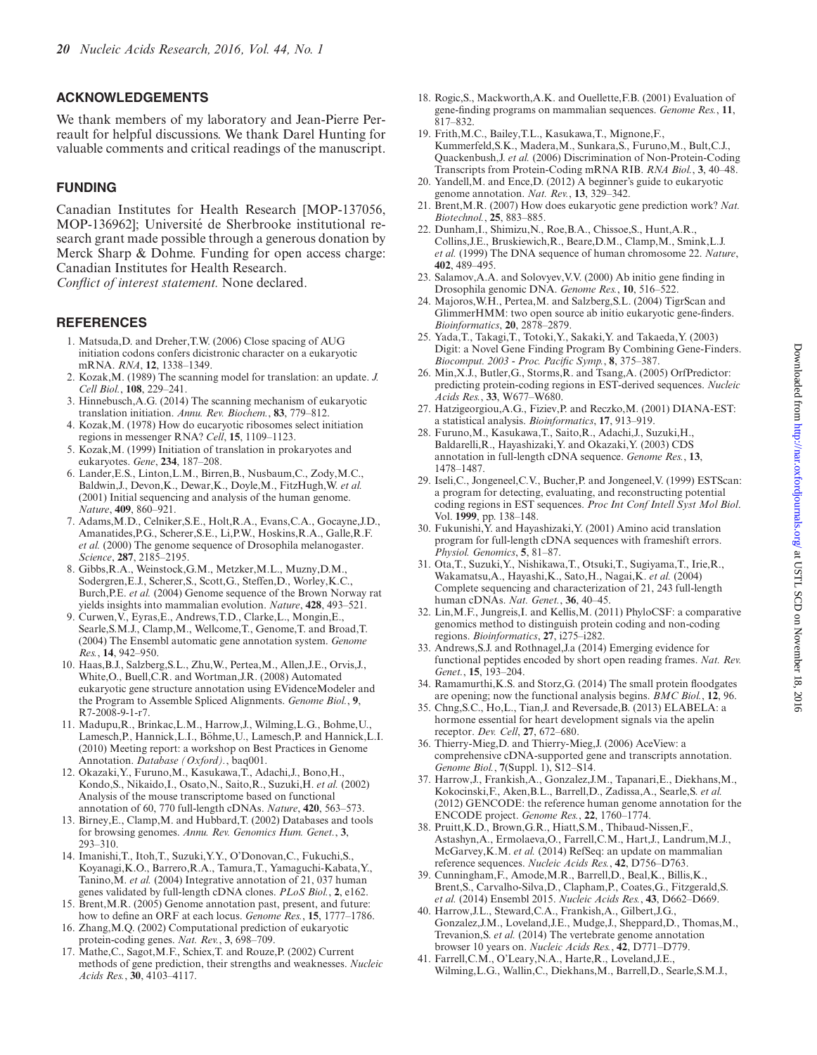## ACKNOWLEDGEMENTS

We thank members of my laboratory and Jean-Pierre Perreault for helpful discussions. We thank Darel Hunting for valuable comments and critical readings of the manuscript.

## FUNDING

Canadian Institutes for Health Research [MOP-137056, MOP-136962]; Université de Sherbrooke institutional research grant made possible through a generous donation by Merck Sharp & Dohme. Funding for open access charge: Canadian Institutes for Health Research.

*Conflict of interest statement.* None declared.

## REFERENCES

1. Matsuda,D. and Dreher,T.W. (2006) Close spacing of AUG initiation codons confers dicistronic character on a eukaryotic mRNA. *RNA*, **12**, 1338–1349.
2. Kozak,M. (1989) The scanning model for translation: an update. *J. Cell Biol.*, **108**, 229–241.
3. Hinnebusch,A.G. (2014) The scanning mechanism of eukaryotic translation initiation. *Annu. Rev. Biochem.*, **83**, 779–812.
4. Kozak,M. (1978) How do eucaryotic ribosomes select initiation regions in messenger RNA? *Cell*, **15**, 1109–1123.
5. Kozak,M. (1999) Initiation of translation in prokaryotes and eukaryotes. *Gene*, **234**, 187–208.
6. Lander,E.S., Linton,L.M., Birren,B., Nusbaum,C., Zody,M.C., Baldwin,J., Devon,K., Dewar,K., Doyle,M., FitzHugh,W. *et al.* (2001) Initial sequencing and analysis of the human genome. *Nature*, **409**, 860–921.
7. Adams,M.D., Celniker,S.E., Holt,R.A., Evans,C.A., Gocayne,J.D., Amanatides,P.G., Scherer,S.E., Li,P.W., Hoskins,R.A., Galle,R.F. *et al.* (2000) The genome sequence of Drosophila melanogaster. *Science*, **287**, 2185–2195.
8. Gibbs,R.A., Weinstock,G.M., Metzker,M.L., Muzny,D.M., Sodergren,E.J., Scherer,S., Scott,G., Steffen,D., Worley,K.C., Burch,P.E. *et al.* (2004) Genome sequence of the Brown Norway rat yields insights into mammalian evolution. *Nature*, **428**, 493–521.
9. Curwen,V., Eyras,E., Andrews,T.D., Clarke,L., Mongin,E., Searle,S.M.J., Clamp,M., Wellcome,T., Genome,T. and Broad,T. (2004) The Ensembl automatic gene annotation system. *Genome Res.*, **14**, 942–950.
10. Haas,B.J., Salzberg,S.L., Zhu,W., Pertea,M., Allen,J.E., Orvis,J., White,O., Buell,C.R. and Wortman,J.R. (2008) Automated eukaryotic gene structure annotation using EVidenceModeler and the Program to Assemble Spliced Alignments. *Genome Biol.*, **9**, R7-2008-9-1-r7.
11. Madupu,R., Brinkac,L.M., Harrow,J., Wilming,L.G., Bohme,U., Lamesch,P., Hannick,L.I., Böhme,U., Lamesch,P. and Hannick,L.I. (2010) Meeting report: a workshop on Best Practices in Genome Annotation. *Database (Oxford).*, baq001.
12. Okazaki,Y., Furuno,M., Kasukawa,T., Adachi,J., Bono,H., Kondo,S., Nikaido,I., Osato,N., Saito,R., Suzuki,H. *et al.* (2002) Analysis of the mouse transcriptome based on functional annotation of 60, 770 full-length cDNAs. *Nature*, **420**, 563–573.
13. Birney,E., Clamp,M. and Hubbard,T. (2002) Databases and tools for browsing genomes. *Annu. Rev. Genomics Hum. Genet.*, **3**, 293–310.
14. Imanishi,T., Itoh,T., Suzuki,Y.Y., O'Donovan,C., Fukuchi,S., Koyanagi,K.O., Barrero,R.A., Tamura,T., Yamaguchi-Kabata,Y., Tanino,M. *et al.* (2004) Integrative annotation of 21, 037 human genes validated by full-length cDNA clones. *PLoS Biol.*, **2**, e162.
15. Brent,M.R. (2005) Genome annotation past, present, and future: how to define an ORF at each locus. *Genome Res.*, **15**, 1777–1786.
16. Zhang,M.Q. (2002) Computational prediction of eukaryotic protein-coding genes. *Nat. Rev.*, **3**, 698–709.
17. Mathe,C., Sagot,M.F., Schiex,T. and Rouze,P. (2002) Current methods of gene prediction, their strengths and weaknesses. *Nucleic Acids Res.*, **30**, 4103–4117.
18. Rogic,S., Mackworth,A.K. and Ouellette,F.B. (2001) Evaluation of gene-finding programs on mammalian sequences. *Genome Res.*, **11**, 817–832.
19. Frith,M.C., Bailey,T.L., Kasukawa,T., Mignone,F., Kummerfeld,S.K., Madera,M., Sunkara,S., Furuno,M., Bult,C.J., Quackenbush,J. *et al.* (2006) Discrimination of Non-Protein-Coding Transcripts from Protein-Coding mRNA RIB. *RNA Biol.*, **3**, 40–48.
20. Yandell,M. and Ence,D. (2012) A beginner's guide to eukaryotic genome annotation. *Nat. Rev.*, **13**, 329–342.
21. Brent,M.R. (2007) How does eukaryotic gene prediction work? *Nat. Biotechnol.*, **25**, 883–885.
22. Dunham,I., Shimizu,N., Roe,B.A., Chissoe,S., Hunt,A.R., Collins,J.E., Bruskiewich,R., Beare,D.M., Clamp,M., Smink,L.J. *et al.* (1999) The DNA sequence of human chromosome 22. *Nature*, **402**, 489–495.
23. Salamov,A.A. and Solovyev,V.V. (2000) Ab initio gene finding in Drosophila genomic DNA. *Genome Res.*, **10**, 516–522.
24. Majoros,W.H., Pertea,M. and Salzberg,S.L. (2004) TigrScan and GlimmerHMM: two open source ab initio eukaryotic gene-finders. *Bioinformatics*, **20**, 2878–2879.
25. Yada,T., Takagi,T., Totoki,Y., Sakaki,Y. and Takaeda,Y. (2003) Digit: a Novel Gene Finding Program By Combining Gene-Finders. *Biocomput. 2003 - Proc. Pacific Symp.*, **8**, 375–387.
26. Min,X.J., Butler,G., Storms,R. and Tsang,A. (2005) OrfPredictor: predicting protein-coding regions in EST-derived sequences. *Nucleic Acids Res.*, **33**, W677–W680.
27. Hatzigeorgiou,A.G., Fiziev,P. and Reczko,M. (2001) DIANA-EST: a statistical analysis. *Bioinformatics*, **17**, 913–919.
28. Furuno,M., Kasukawa,T., Saito,R., Adachi,J., Suzuki,H., Baldarelli,R., Hayashizaki,Y. and Okazaki,Y. (2003) CDS annotation in full-length cDNA sequence. *Genome Res.*, **13**, 1478–1487.
29. Iseli,C., Jongeneel,C.V., Bucher,P. and Jongeneel,V. (1999) ESTScan: a program for detecting, evaluating, and reconstructing potential coding regions in EST sequences. *Proc Int Conf Intell Syst Mol Biol*. Vol. **1999**, pp. 138–148.
30. Fukunishi,Y. and Hayashizaki,Y. (2001) Amino acid translation program for full-length cDNA sequences with frameshift errors. *Physiol. Genomics*, **5**, 81–87.
31. Ota,T., Suzuki,Y., Nishikawa,T., Otsuki,T., Sugiyama,T., Irie,R., Wakamatsu,A., Hayashi,K., Sato,H., Nagai,K. *et al.* (2004) Complete sequencing and characterization of 21, 243 full-length human cDNAs. *Nat. Genet.*, **36**, 40–45.
32. Lin,M.F., Jungreis,I. and Kellis,M. (2011) PhyloCSF: a comparative genomics method to distinguish protein coding and non-coding regions. *Bioinformatics*, **27**, i275–i282.
33. Andrews,S.J. and Rothnagel,J.a (2014) Emerging evidence for functional peptides encoded by short open reading frames. *Nat. Rev. Genet.*, **15**, 193–204.
34. Ramamurthi,K.S. and Storz,G. (2014) The small protein floodgates are opening; now the functional analysis begins. *BMC Biol.*, **12**, 96.
35. Chng,S.C., Ho,L., Tian,J. and Reversade,B. (2013) ELABELA: a hormone essential for heart development signals via the apelin receptor. *Dev. Cell*, **27**, 672–680.
36. Thierry-Mieg,D. and Thierry-Mieg,J. (2006) AceView: a comprehensive cDNA-supported gene and transcripts annotation. *Genome Biol.*, **7**(Suppl. 1), S12–S14.
37. Harrow,J., Frankish,A., Gonzalez,J.M., Tapanari,E., Diekhans,M., Kokocinski,F., Aken,B.L., Barrell,D., Zadissa,A., Searle,S. *et al.* (2012) GENCODE: the reference human genome annotation for the ENCODE project. *Genome Res.*, **22**, 1760–1774.
38. Pruitt,K.D., Brown,G.R., Hiatt,S.M., Thibaud-Nissen,F., Astashyn,A., Ermolaeva,O., Farrell,C.M., Hart,J., Landrum,M.J., McGarvey,K.M. *et al.* (2014) RefSeq: an update on mammalian reference sequences. *Nucleic Acids Res.*, **42**, D756–D763.
39. Cunningham,F., Amode,M.R., Barrell,D., Beal,K., Billis,K., Brent,S., Carvalho-Silva,D., Clapham,P., Coates,G., Fitzgerald,S. *et al.* (2014) Ensembl 2015. *Nucleic Acids Res.*, **43**, D662–D669.
40. Harrow,J.L., Steward,C.A., Frankish,A., Gilbert,J.G., Gonzalez,J.M., Loveland,J.E., Mudge,J., Sheppard,D., Thomas,M., Trevanion,S. *et al.* (2014) The vertebrate genome annotation browser 10 years on. *Nucleic Acids Res.*, **42**, D771–D779.
41. Farrell,C.M., O'Leary,N.A., Harte,R., Loveland,J.E., Wilming,L.G., Wallin,C., Diekhans,M., Barrell,D., Searle,S.M.J.,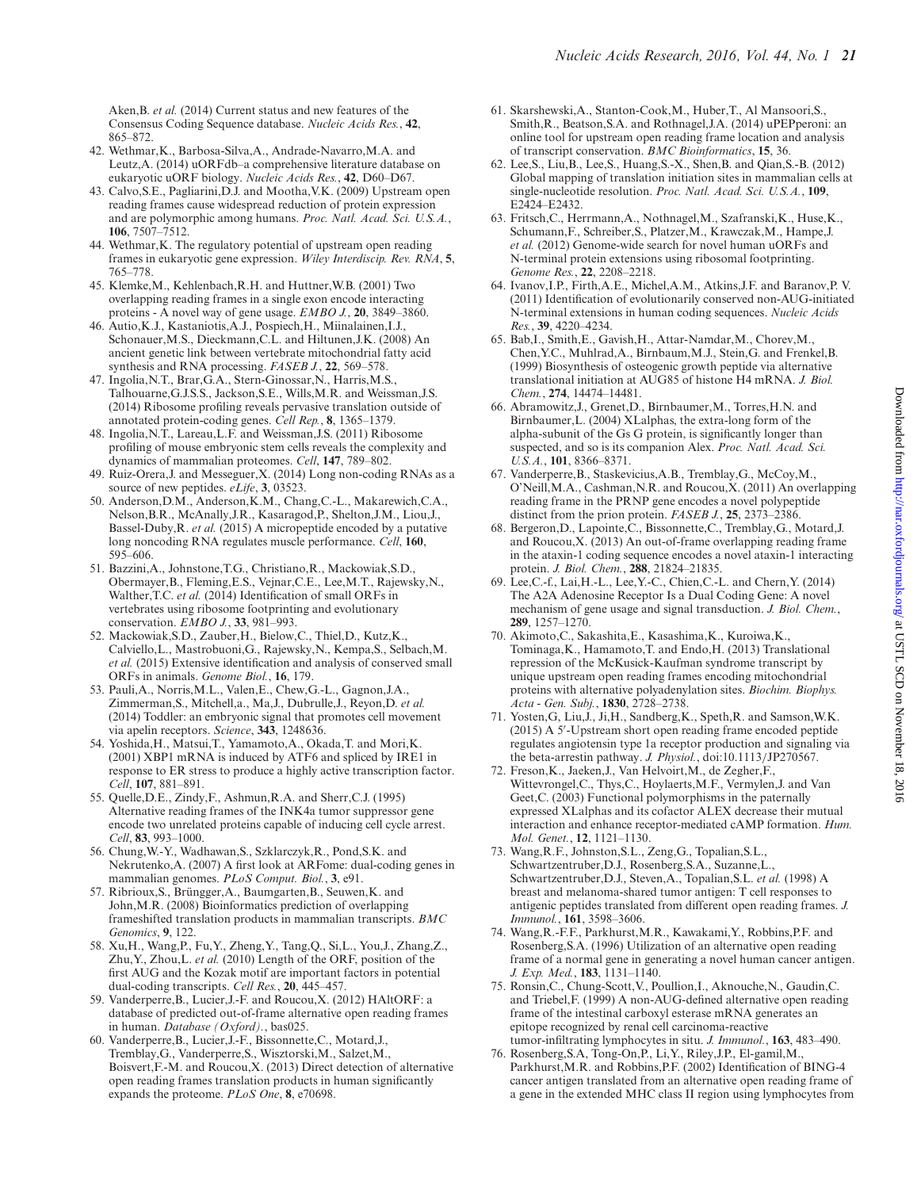Aken,B. *et al.* (2014) Current status and new features of the Consensus Coding Sequence database. *Nucleic Acids Res.*, **42**, 865–872.

42. Wethmar,K., Barbosa-Silva,A., Andrade-Navarro,M.A. and Leutz,A. (2014) uORFdb–a comprehensive literature database on eukaryotic uORF biology. *Nucleic Acids Res.*, **42**, D60–D67.
43. Calvo,S.E., Pagliarini,D.J. and Mootha,V.K. (2009) Upstream open reading frames cause widespread reduction of protein expression and are polymorphic among humans. *Proc. Natl. Acad. Sci. U.S.A.*, **106**, 7507–7512.
44. Wethmar,K. The regulatory potential of upstream open reading frames in eukaryotic gene expression. *Wiley Interdiscip. Rev. RNA*, **5**, 765–778.
45. Klemke,M., Kehlenbach,R.H. and Huttner,W.B. (2001) Two overlapping reading frames in a single exon encode interacting proteins - A novel way of gene usage. *EMBO J.*, **20**, 3849–3860.
46. Autio,K.J., Kastaniotis,A.J., Pospiech,H., Miinalainen,I.J., Schonauer,M.S., Dieckmann,C.L. and Hiltunen,J.K. (2008) An ancient genetic link between vertebrate mitochondrial fatty acid synthesis and RNA processing. *FASEB J.*, **22**, 569–578.
47. Ingolia,N.T., Brar,G.A., Stern-Ginossar,N., Harris,M.S., Talhouarne,G.J.S.S., Jackson,S.E., Wills,M.R. and Weissman,J.S. (2014) Ribosome profiling reveals pervasive translation outside of annotated protein-coding genes. *Cell Rep.*, **8**, 1365–1379.
48. Ingolia,N.T., Lareau,L.F. and Weissman,J.S. (2011) Ribosome profiling of mouse embryonic stem cells reveals the complexity and dynamics of mammalian proteomes. *Cell*, **147**, 789–802.
49. Ruiz-Orera,J. and Messeguer,X. (2014) Long non-coding RNAs as a source of new peptides. *eLife*, **3**, 03523.
50. Anderson,D.M., Anderson,K.M., Chang,C.-L., Makarewich,C.A., Nelson,B.R., McAnally,J.R., Kasaragod,P., Shelton,J.M., Liou,J., Bassel-Duby,R. *et al.* (2015) A micropeptide encoded by a putative long noncoding RNA regulates muscle performance. *Cell*, **160**, 595–606.
51. Bazzini,A., Johnstone,T.G., Christiano,R., Mackowiak,S.D., Obermayer,B., Fleming,E.S., Vejnar,C.E., Lee,M.T., Rajewsky,N., Walther,T.C. *et al.* (2014) Identification of small ORFs in vertebrates using ribosome footprinting and evolutionary conservation. *EMBO J.*, **33**, 981–993.
52. Mackowiak,S.D., Zauber,H., Bielow,C., Thiel,D., Kutz,K., Calviello,L., Mastrobuoni,G., Rajewsky,N., Kempa,S., Selbach,M. *et al.* (2015) Extensive identification and analysis of conserved small ORFs in animals. *Genome Biol.*, **16**, 179.
53. Pauli,A., Norris,M.L., Valen,E., Chew,G.-L., Gagnon,J.A., Zimmerman,S., Mitchell,a., Ma,J., Dubrulle,J., Reyon,D. *et al.* (2014) Toddler: an embryonic signal that promotes cell movement via apelin receptors. *Science*, **343**, 1248636.
54. Yoshida,H., Matsui,T., Yamamoto,A., Okada,T. and Mori,K. (2001) XBP1 mRNA is induced by ATF6 and spliced by IRE1 in response to ER stress to produce a highly active transcription factor. *Cell*, **107**, 881–891.
55. Quelle,D.E., Zindy,F., Ashmun,R.A. and Sherr,C.J. (1995) Alternative reading frames of the INK4a tumor suppressor gene encode two unrelated proteins capable of inducing cell cycle arrest. *Cell*, **83**, 993–1000.
56. Chung,W.-Y., Wadhawan,S., Szklarczyk,R., Pond,S.K. and Nekrutenko,A. (2007) A first look at ARFome: dual-coding genes in mammalian genomes. *PLoS Comput. Biol.*, **3**, e91.
57. Ribrioux,S., Brüngger,A., Baumgarten,B., Seuwen,K. and John,M.R. (2008) Bioinformatics prediction of overlapping frameshifted translation products in mammalian transcripts. *BMC Genomics*, **9**, 122.
58. Xu,H., Wang,P., Fu,Y., Zheng,Y., Tang,Q., Si,L., You,J., Zhang,Z., Zhu,Y., Zhou,L. *et al.* (2010) Length of the ORF, position of the first AUG and the Kozak motif are important factors in potential dual-coding transcripts. *Cell Res.*, **20**, 445–457.
59. Vanderperre,B., Lucier,J.-F. and Roucou,X. (2012) HAltORF: a database of predicted out-of-frame alternative open reading frames in human. *Database (Oxford).*, bas025.
60. Vanderperre,B., Lucier,J.-F., Bissonnette,C., Motard,J., Tremblay,G., Vanderperre,S., Wisztorski,M., Salzet,M., Boisvert,F.-M. and Roucou,X. (2013) Direct detection of alternative open reading frames translation products in human significantly expands the proteome. *PLoS One*, **8**, e70698.
61. Skarshewski,A., Stanton-Cook,M., Huber,T., Al Mansoori,S., Smith,R., Beatson,S.A. and Rothnagel,J.A. (2014) uPEPperoni: an online tool for upstream open reading frame location and analysis of transcript conservation. *BMC Bioinformatics*, **15**, 36.
62. Lee,S., Liu,B., Lee,S., Huang,S.-X., Shen,B. and Qian,S.-B. (2012) Global mapping of translation initiation sites in mammalian cells at single-nucleotide resolution. *Proc. Natl. Acad. Sci. U.S.A.*, **109**, E2424–E2432.
63. Fritsch,C., Herrmann,A., Nothnagel,M., Szafranski,K., Huse,K., Schumann,F., Schreiber,S., Platzer,M., Krawczak,M., Hampe,J. *et al.* (2012) Genome-wide search for novel human uORFs and N-terminal protein extensions using ribosomal footprinting. *Genome Res.*, **22**, 2208–2218.
64. Ivanov,I.P., Firth,A.E., Michel,A.M., Atkins,J.F. and Baranov,P. V. (2011) Identification of evolutionarily conserved non-AUG-initiated N-terminal extensions in human coding sequences. *Nucleic Acids Res.*, **39**, 4220–4234.
65. Bab,I., Smith,E., Gavish,H., Attar-Namdar,M., Chorev,M., Chen,Y.C., Muhlrad,A., Birnbaum,M.J., Stein,G. and Frenkel,B. (1999) Biosynthesis of osteogenic growth peptide via alternative translational initiation at AUG85 of histone H4 mRNA. *J. Biol. Chem.*, **274**, 14474–14481.
66. Abramowitz,J., Grenet,D., Birnbaumer,M., Torres,H.N. and Birnbaumer,L. (2004) XLalphas, the extra-long form of the alpha-subunit of the Gs G protein, is significantly longer than suspected, and so is its companion Alex. *Proc. Natl. Acad. Sci. U.S.A.*, **101**, 8366–8371.
67. Vanderperre,B., Staskevicius,A.B., Tremblay,G., McCoy,M., O'Neill,M.A., Cashman,N.R. and Roucou,X. (2011) An overlapping reading frame in the PRNP gene encodes a novel polypeptide distinct from the prion protein. *FASEB J.*, **25**, 2373–2386.
68. Bergeron,D., Lapointe,C., Bissonnette,C., Tremblay,G., Motard,J. and Roucou,X. (2013) An out-of-frame overlapping reading frame in the ataxin-1 coding sequence encodes a novel ataxin-1 interacting protein. *J. Biol. Chem.*, **288**, 21824–21835.
69. Lee,C.-f., Lai,H.-L., Lee,Y.-C., Chien,C.-L. and Chern,Y. (2014) The A2A Adenosine Receptor Is a Dual Coding Gene: A novel mechanism of gene usage and signal transduction. *J. Biol. Chem.*, **289**, 1257–1270.
70. Akimoto,C., Sakashita,E., Kasashima,K., Kuroiwa,K., Tominaga,K., Hamamoto,T. and Endo,H. (2013) Translational repression of the McKusick-Kaufman syndrome transcript by unique upstream open reading frames encoding mitochondrial proteins with alternative polyadenylation sites. *Biochim. Biophys. Acta - Gen. Subj.*, **1830**, 2728–2738.
71. Yosten,G, Liu,J., Ji,H., Sandberg,K., Speth,R. and Samson,W.K. (2015) A 5′-Upstream short open reading frame encoded peptide regulates angiotensin type 1a receptor production and signaling via the beta-arrestin pathway. *J. Physiol.*, doi:10.1113/JP270567.
72. Freson,K., Jaeken,J., Van Helvoirt,M., de Zegher,F., Wittevrongel,C., Thys,C., Hoylaerts,M.F., Vermylen,J. and Van Geet,C. (2003) Functional polymorphisms in the paternally expressed XLalphas and its cofactor ALEX decrease their mutual interaction and enhance receptor-mediated cAMP formation. *Hum. Mol. Genet.*, **12**, 1121–1130.
73. Wang,R.F., Johnston,S.L., Zeng,G., Topalian,S.L., Schwartzentruber,D.J., Rosenberg,S.A., Suzanne,L., Schwartzentruber,D.J., Steven,A., Topalian,S.L. *et al.* (1998) A breast and melanoma-shared tumor antigen: T cell responses to antigenic peptides translated from different open reading frames. *J. Immunol.*, **161**, 3598–3606.
74. Wang,R.-F.F., Parkhurst,M.R., Kawakami,Y., Robbins,P.F. and Rosenberg,S.A. (1996) Utilization of an alternative open reading frame of a normal gene in generating a novel human cancer antigen. *J. Exp. Med.*, **183**, 1131–1140.
75. Ronsin,C., Chung-Scott,V., Poullion,I., Aknouche,N., Gaudin,C. and Triebel,F. (1999) A non-AUG-defined alternative open reading frame of the intestinal carboxyl esterase mRNA generates an epitope recognized by renal cell carcinoma-reactive tumor-infiltrating lymphocytes in situ. *J. Immunol.*, **163**, 483–490.
76. Rosenberg,S.A, Tong-On,P., Li,Y., Riley,J.P., El-gamil,M., Parkhurst,M.R. and Robbins,P.F. (2002) Identification of BING-4 cancer antigen translated from an alternative open reading frame of a gene in the extended MHC class II region using lymphocytes from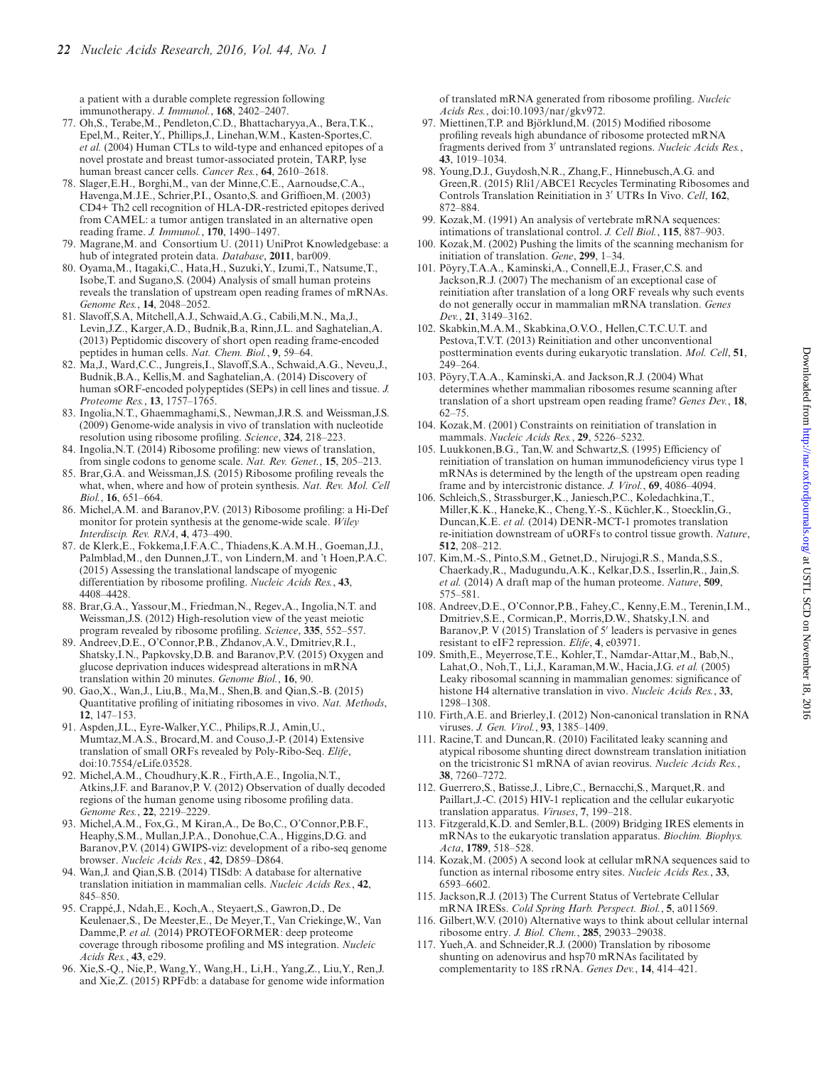a patient with a durable complete regression following immunotherapy. *J. Immunol.*, **168**, 2402–2407.

77. Oh,S., Terabe,M., Pendleton,C.D., Bhattacharyya,A., Bera,T.K., Epel,M., Reiter,Y., Phillips,J., Linehan,W.M., Kasten-Sportes,C. *et al.* (2004) Human CTLs to wild-type and enhanced epitopes of a novel prostate and breast tumor-associated protein, TARP, lyse human breast cancer cells. *Cancer Res.*, **64**, 2610–2618.
78. Slager,E.H., Borghi,M., van der Minne,C.E., Aarnoudse,C.A., Havenga,M.J.E., Schrier,P.I., Osanto,S. and Griffioen,M. (2003) CD4+ Th2 cell recognition of HLA-DR-restricted epitopes derived from CAMEL: a tumor antigen translated in an alternative open reading frame. *J. Immunol.*, **170**, 1490–1497.
79. Magrane,M. and Consortium U. (2011) UniProt Knowledgebase: a hub of integrated protein data. *Database*, **2011**, bar009.
80. Oyama,M., Itagaki,C., Hata,H., Suzuki,Y., Izumi,T., Natsume,T., Isobe,T. and Sugano,S. (2004) Analysis of small human proteins reveals the translation of upstream open reading frames of mRNAs. *Genome Res.*, **14**, 2048–2052.
81. Slavoff,S.A, Mitchell,A.J., Schwaid,A.G., Cabili,M.N., Ma,J., Levin,J.Z., Karger,A.D., Budnik,B.a, Rinn,J.L. and Saghatelian,A. (2013) Peptidomic discovery of short open reading frame-encoded peptides in human cells. *Nat. Chem. Biol.*, **9**, 59–64.
82. Ma,J., Ward,C.C., Jungreis,I., Slavoff,S.A., Schwaid,A.G., Neveu,J., Budnik,B.A., Kellis,M. and Saghatelian,A. (2014) Discovery of human sORF-encoded polypeptides (SEPs) in cell lines and tissue. *J. Proteome Res.*, **13**, 1757–1765.
83. Ingolia,N.T., Ghaemmaghami,S., Newman,J.R.S. and Weissman,J.S. (2009) Genome-wide analysis in vivo of translation with nucleotide resolution using ribosome profiling. *Science*, **324**, 218–223.
84. Ingolia,N.T. (2014) Ribosome profiling: new views of translation, from single codons to genome scale. *Nat. Rev. Genet.*, **15**, 205–213.
85. Brar,G.A. and Weissman,J.S. (2015) Ribosome profiling reveals the what, when, where and how of protein synthesis. *Nat. Rev. Mol. Cell Biol.*, **16**, 651–664.
86. Michel,A.M. and Baranov,P.V. (2013) Ribosome profiling: a Hi-Def monitor for protein synthesis at the genome-wide scale. *Wiley Interdiscip. Rev. RNA*, **4**, 473–490.
87. de Klerk,E., Fokkema,I.F.A.C., Thiadens,K.A.M.H., Goeman,J.J., Palmblad,M., den Dunnen,J.T., von Lindern,M. and 't Hoen,P.A.C. (2015) Assessing the translational landscape of myogenic differentiation by ribosome profiling. *Nucleic Acids Res.*, **43**, 4408–4428.
88. Brar,G.A., Yassour,M., Friedman,N., Regev,A., Ingolia,N.T. and Weissman,J.S. (2012) High-resolution view of the yeast meiotic program revealed by ribosome profiling. *Science*, **335**, 552–557.
89. Andreev,D.E., O'Connor,P.B., Zhdanov,A.V., Dmitriev,R.I., Shatsky,I.N., Papkovsky,D.B. and Baranov,P.V. (2015) Oxygen and glucose deprivation induces widespread alterations in mRNA translation within 20 minutes. *Genome Biol.*, **16**, 90.
90. Gao,X., Wan,J., Liu,B., Ma,M., Shen,B. and Qian,S.-B. (2015) Quantitative profiling of initiating ribosomes in vivo. *Nat. Methods*, **12**, 147–153.
91. Aspden,J.L., Eyre-Walker,Y.C., Philips,R.J., Amin,U., Mumtaz,M.A.S., Brocard,M. and Couso,J.-P. (2014) Extensive translation of small ORFs revealed by Poly-Ribo-Seq. *Elife*, doi:10.7554/eLife.03528.
92. Michel,A.M., Choudhury,K.R., Firth,A.E., Ingolia,N.T., Atkins,J.F. and Baranov,P. V. (2012) Observation of dually decoded regions of the human genome using ribosome profiling data. *Genome Res.*, **22**, 2219–2229.
93. Michel,A.M., Fox,G., M Kiran,A., De Bo,C., O'Connor,P.B.F., Heaphy,S.M., Mullan,J.P.A., Donohue,C.A., Higgins,D.G. and Baranov,P.V. (2014) GWIPS-viz: development of a ribo-seq genome browser. *Nucleic Acids Res.*, **42**, D859–D864.
94. Wan,J. and Qian,S.B. (2014) TISdb: A database for alternative translation initiation in mammalian cells. *Nucleic Acids Res.*, **42**, 845–850.
95. Crappé,J., Ndah,E., Koch,A., Steyaert,S., Gawron,D., De Keulenaer,S., De Meester,E., De Meyer,T., Van Criekinge,W., Van Damme,P. *et al.* (2014) PROTEOFORMER: deep proteome coverage through ribosome profiling and MS integration. *Nucleic Acids Res.*, **43**, e29.
96. Xie,S.-Q., Nie,P., Wang,Y., Wang,H., Li,H., Yang,Z., Liu,Y., Ren,J. and Xie,Z. (2015) RPFdb: a database for genome wide information of translated mRNA generated from ribosome profiling. *Nucleic Acids Res.*, doi:10.1093/nar/gkv972.
97. Miettinen,T.P. and Björklund,M. (2015) Modified ribosome profiling reveals high abundance of ribosome protected mRNA fragments derived from 3′ untranslated regions. *Nucleic Acids Res.*, **43**, 1019–1034.
98. Young,D.J., Guydosh,N.R., Zhang,F., Hinnebusch,A.G. and Green,R. (2015) Rli1/ABCE1 Recycles Terminating Ribosomes and Controls Translation Reinitiation in 3′ UTRs In Vivo. *Cell*, **162**, 872–884.
99. Kozak,M. (1991) An analysis of vertebrate mRNA sequences: intimations of translational control. *J. Cell Biol.*, **115**, 887–903.
100. Kozak,M. (2002) Pushing the limits of the scanning mechanism for initiation of translation. *Gene*, **299**, 1–34.
101. Pöyry,T.A.A., Kaminski,A., Connell,E.J., Fraser,C.S. and Jackson,R.J. (2007) The mechanism of an exceptional case of reinitiation after translation of a long ORF reveals why such events do not generally occur in mammalian mRNA translation. *Genes Dev.*, **21**, 3149–3162.
102. Skabkin,M.A.M., Skabkina,O.V.O., Hellen,C.T.C.U.T. and Pestova,T.V.T. (2013) Reinitiation and other unconventional posttermination events during eukaryotic translation. *Mol. Cell*, **51**, 249–264.
103. Pöyry,T.A.A., Kaminski,A. and Jackson,R.J. (2004) What determines whether mammalian ribosomes resume scanning after translation of a short upstream open reading frame? *Genes Dev.*, **18**, 62–75.
104. Kozak,M. (2001) Constraints on reinitiation of translation in mammals. *Nucleic Acids Res.*, **29**, 5226–5232.
105. Luukkonen,B.G., Tan,W. and Schwartz,S. (1995) Efficiency of reinitiation of translation on human immunodeficiency virus type 1 mRNAs is determined by the length of the upstream open reading frame and by intercistronic distance. *J. Virol.*, **69**, 4086–4094.
106. Schleich,S., Strassburger,K., Janiesch,P.C., Koledachkina,T., Miller,K.K., Haneke,K., Cheng,Y.-S., Küchler,K., Stoecklin,G., Duncan,K.E. *et al.* (2014) DENR-MCT-1 promotes translation re-initiation downstream of uORFs to control tissue growth. *Nature*, **512**, 208–212.
107. Kim,M.-S., Pinto,S.M., Getnet,D., Nirujogi,R.S., Manda,S.S., Chaerkady,R., Madugundu,A.K., Kelkar,D.S., Isserlin,R., Jain,S. *et al.* (2014) A draft map of the human proteome. *Nature*, **509**, 575–581.
108. Andreev,D.E., O'Connor,P.B., Fahey,C., Kenny,E.M., Terenin,I.M., Dmitriev,S.E., Cormican,P., Morris,D.W., Shatsky,I.N. and Baranov,P. V (2015) Translation of 5′ leaders is pervasive in genes resistant to eIF2 repression. *Elife*, **4**, e03971.
109. Smith,E., Meyerrose,T.E., Kohler,T., Namdar-Attar,M., Bab,N., Lahat,O., Noh,T., Li,J., Karaman,M.W., Hacia,J.G. *et al.* (2005) Leaky ribosomal scanning in mammalian genomes: significance of histone H4 alternative translation in vivo. *Nucleic Acids Res.*, **33**, 1298–1308.
110. Firth,A.E. and Brierley,I. (2012) Non-canonical translation in RNA viruses. *J. Gen. Virol.*, **93**, 1385–1409.
111. Racine,T. and Duncan,R. (2010) Facilitated leaky scanning and atypical ribosome shunting direct downstream translation initiation on the tricistronic S1 mRNA of avian reovirus. *Nucleic Acids Res.*, **38**, 7260–7272.
112. Guerrero,S., Batisse,J., Libre,C., Bernacchi,S., Marquet,R. and Paillart,J.-C. (2015) HIV-1 replication and the cellular eukaryotic translation apparatus. *Viruses*, **7**, 199–218.
113. Fitzgerald,K.D. and Semler,B.L. (2009) Bridging IRES elements in mRNAs to the eukaryotic translation apparatus. *Biochim. Biophys. Acta*, **1789**, 518–528.
114. Kozak,M. (2005) A second look at cellular mRNA sequences said to function as internal ribosome entry sites. *Nucleic Acids Res.*, **33**, 6593–6602.
115. Jackson,R.J. (2013) The Current Status of Vertebrate Cellular mRNA IRESs. *Cold Spring Harb. Perspect. Biol.*, **5**, a011569.
116. Gilbert,W.V. (2010) Alternative ways to think about cellular internal ribosome entry. *J. Biol. Chem.*, **285**, 29033–29038.
117. Yueh,A. and Schneider,R.J. (2000) Translation by ribosome shunting on adenovirus and hsp70 mRNAs facilitated by complementarity to 18S rRNA. *Genes Dev.*, **14**, 414–421.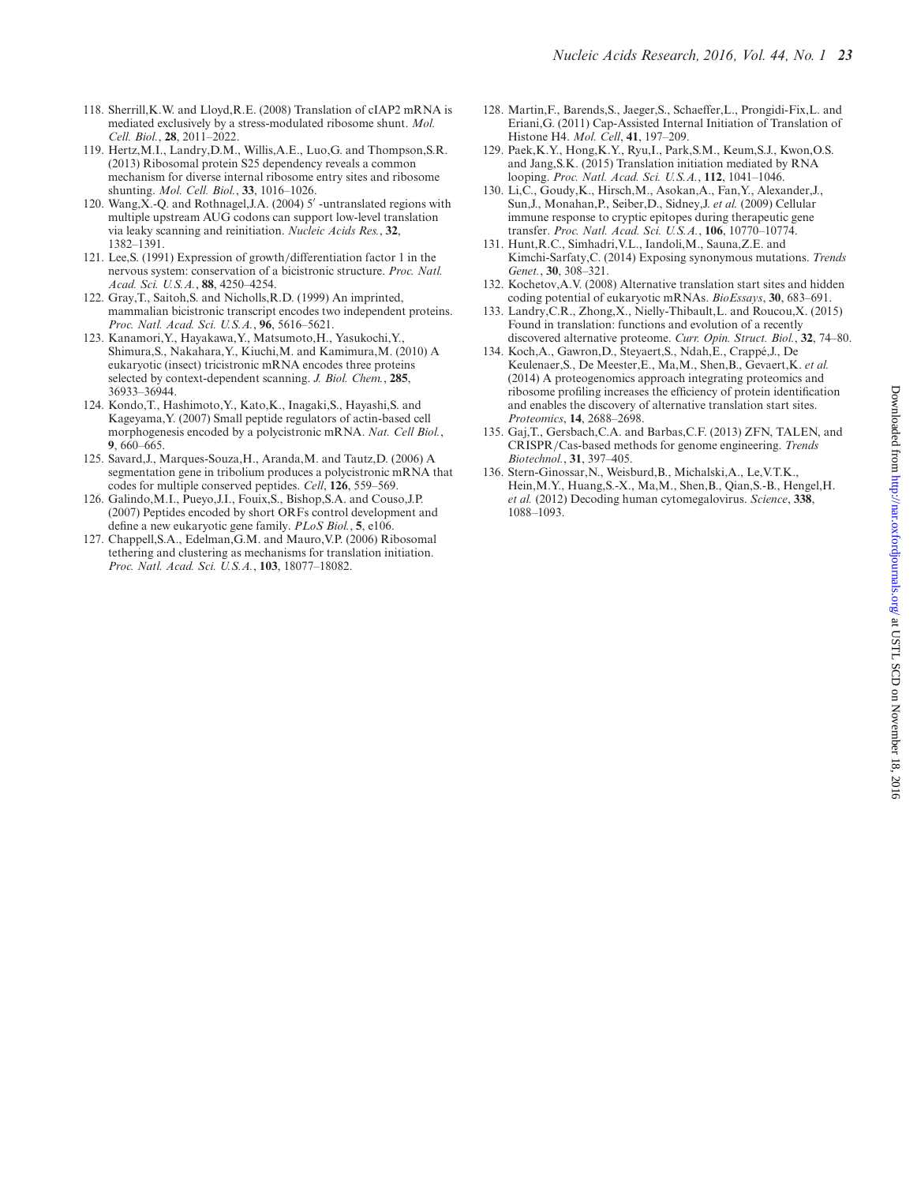118. Sherrill,K.W. and Lloyd,R.E. (2008) Translation of cIAP2 mRNA is mediated exclusively by a stress-modulated ribosome shunt. *Mol. Cell. Biol.*, **28**, 2011–2022.
119. Hertz,M.I., Landry,D.M., Willis,A.E., Luo,G. and Thompson,S.R. (2013) Ribosomal protein S25 dependency reveals a common mechanism for diverse internal ribosome entry sites and ribosome shunting. *Mol. Cell. Biol.*, **33**, 1016–1026.
120. Wang,X.-Q. and Rothnagel,J.A. (2004) 5′ -untranslated regions with multiple upstream AUG codons can support low-level translation via leaky scanning and reinitiation. *Nucleic Acids Res.*, **32**, 1382–1391.
121. Lee,S. (1991) Expression of growth/differentiation factor 1 in the nervous system: conservation of a bicistronic structure. *Proc. Natl. Acad. Sci. U.S.A.*, **88**, 4250–4254.
122. Gray,T., Saitoh,S. and Nicholls,R.D. (1999) An imprinted, mammalian bicistronic transcript encodes two independent proteins. *Proc. Natl. Acad. Sci. U.S.A.*, **96**, 5616–5621.
123. Kanamori,Y., Hayakawa,Y., Matsumoto,H., Yasukochi,Y., Shimura,S., Nakahara,Y., Kiuchi,M. and Kamimura,M. (2010) A eukaryotic (insect) tricistronic mRNA encodes three proteins selected by context-dependent scanning. *J. Biol. Chem.*, **285**, 36933–36944.
124. Kondo,T., Hashimoto,Y., Kato,K., Inagaki,S., Hayashi,S. and Kageyama,Y. (2007) Small peptide regulators of actin-based cell morphogenesis encoded by a polycistronic mRNA. *Nat. Cell Biol.*, **9**, 660–665.
125. Savard,J., Marques-Souza,H., Aranda,M. and Tautz,D. (2006) A segmentation gene in tribolium produces a polycistronic mRNA that codes for multiple conserved peptides. *Cell*, **126**, 559–569.
126. Galindo,M.I., Pueyo,J.I., Fouix,S., Bishop,S.A. and Couso,J.P. (2007) Peptides encoded by short ORFs control development and define a new eukaryotic gene family. *PLoS Biol.*, **5**, e106.
127. Chappell,S.A., Edelman,G.M. and Mauro,V.P. (2006) Ribosomal tethering and clustering as mechanisms for translation initiation. *Proc. Natl. Acad. Sci. U.S.A.*, **103**, 18077–18082.
128. Martin,F., Barends,S., Jaeger,S., Schaeffer,L., Prongidi-Fix,L. and Eriani,G. (2011) Cap-Assisted Internal Initiation of Translation of Histone H4. *Mol. Cell*, **41**, 197–209.
129. Paek,K.Y., Hong,K.Y., Ryu,I., Park,S.M., Keum,S.J., Kwon,O.S. and Jang,S.K. (2015) Translation initiation mediated by RNA looping. *Proc. Natl. Acad. Sci. U.S.A.*, **112**, 1041–1046.
130. Li,C., Goudy,K., Hirsch,M., Asokan,A., Fan,Y., Alexander,J., Sun,J., Monahan,P., Seiber,D., Sidney,J. *et al.* (2009) Cellular immune response to cryptic epitopes during therapeutic gene transfer. *Proc. Natl. Acad. Sci. U.S.A.*, **106**, 10770–10774.
131. Hunt,R.C., Simhadri,V.L., Iandoli,M., Sauna,Z.E. and Kimchi-Sarfaty,C. (2014) Exposing synonymous mutations. *Trends Genet.*, **30**, 308–321.
132. Kochetov,A.V. (2008) Alternative translation start sites and hidden coding potential of eukaryotic mRNAs. *BioEssays*, **30**, 683–691.
133. Landry,C.R., Zhong,X., Nielly-Thibault,L. and Roucou,X. (2015) Found in translation: functions and evolution of a recently discovered alternative proteome. *Curr. Opin. Struct. Biol.*, **32**, 74–80.
134. Koch,A., Gawron,D., Steyaert,S., Ndah,E., Crappé,J., De Keulenaer,S., De Meester,E., Ma,M., Shen,B., Gevaert,K. *et al.* (2014) A proteogenomics approach integrating proteomics and ribosome profiling increases the efficiency of protein identification and enables the discovery of alternative translation start sites. *Proteomics*, **14**, 2688–2698.
135. Gaj,T., Gersbach,C.A. and Barbas,C.F. (2013) ZFN, TALEN, and CRISPR/Cas-based methods for genome engineering. *Trends Biotechnol.*, **31**, 397–405.
136. Stern-Ginossar,N., Weisburd,B., Michalski,A., Le,V.T.K., Hein,M.Y., Huang,S.-X., Ma,M., Shen,B., Qian,S.-B., Hengel,H. *et al.* (2012) Decoding human cytomegalovirus. *Science*, **338**, 1088–1093.